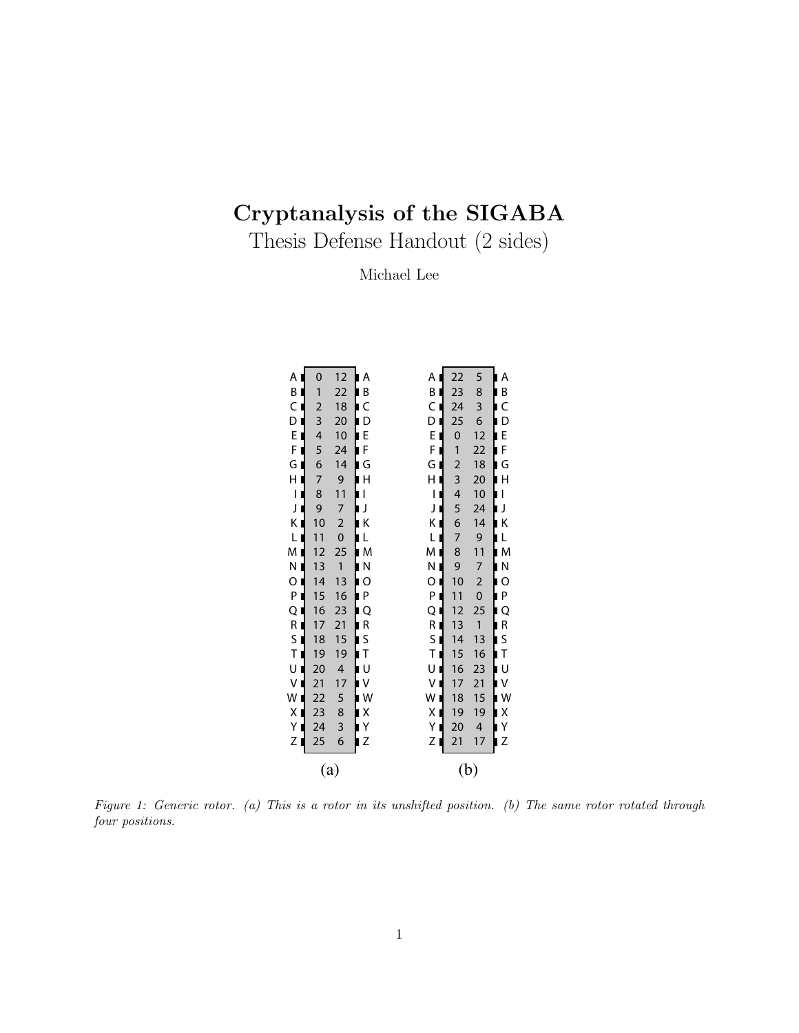# Cryptanalysis of the SIGABA

## Thesis Defense Handout (2 sides)

Michael Lee

**(a)**

| | | | |
|---|---|---|---|
| A | 0 | 12 | A |
| B | 1 | 22 | B |
| C | 2 | 18 | C |
| D | 3 | 20 | D |
| E | 4 | 10 | E |
| F | 5 | 24 | F |
| G | 6 | 14 | G |
| H | 7 | 9 | H |
| I | 8 | 11 | I |
| J | 9 | 7 | J |
| K | 10 | 2 | K |
| L | 11 | 0 | L |
| M | 12 | 25 | M |
| N | 13 | 1 | N |
| O | 14 | 13 | O |
| P | 15 | 16 | P |
| Q | 16 | 23 | Q |
| R | 17 | 21 | R |
| S | 18 | 15 | S |
| T | 19 | 19 | T |
| U | 20 | 4 | U |
| V | 21 | 17 | V |
| W | 22 | 5 | W |
| X | 23 | 8 | X |
| Y | 24 | 3 | Y |
| Z | 25 | 6 | Z |

**(b)**

| | | | |
|---|---|---|---|
| A | 22 | 5 | A |
| B | 23 | 8 | B |
| C | 24 | 3 | C |
| D | 25 | 6 | D |
| E | 0 | 12 | E |
| F | 1 | 22 | F |
| G | 2 | 18 | G |
| H | 3 | 20 | H |
| I | 4 | 10 | I |
| J | 5 | 24 | J |
| K | 6 | 14 | K |
| L | 7 | 9 | L |
| M | 8 | 11 | M |
| N | 9 | 7 | N |
| O | 10 | 2 | O |
| P | 11 | 0 | P |
| Q | 12 | 25 | Q |
| R | 13 | 1 | R |
| S | 14 | 13 | S |
| T | 15 | 16 | T |
| U | 16 | 23 | U |
| V | 17 | 21 | V |
| W | 18 | 15 | W |
| X | 19 | 19 | X |
| Y | 20 | 4 | Y |
| Z | 21 | 17 | Z |

*Figure 1: Generic rotor. (a) This is a rotor in its unshifted position. (b) The same rotor rotated through four positions.*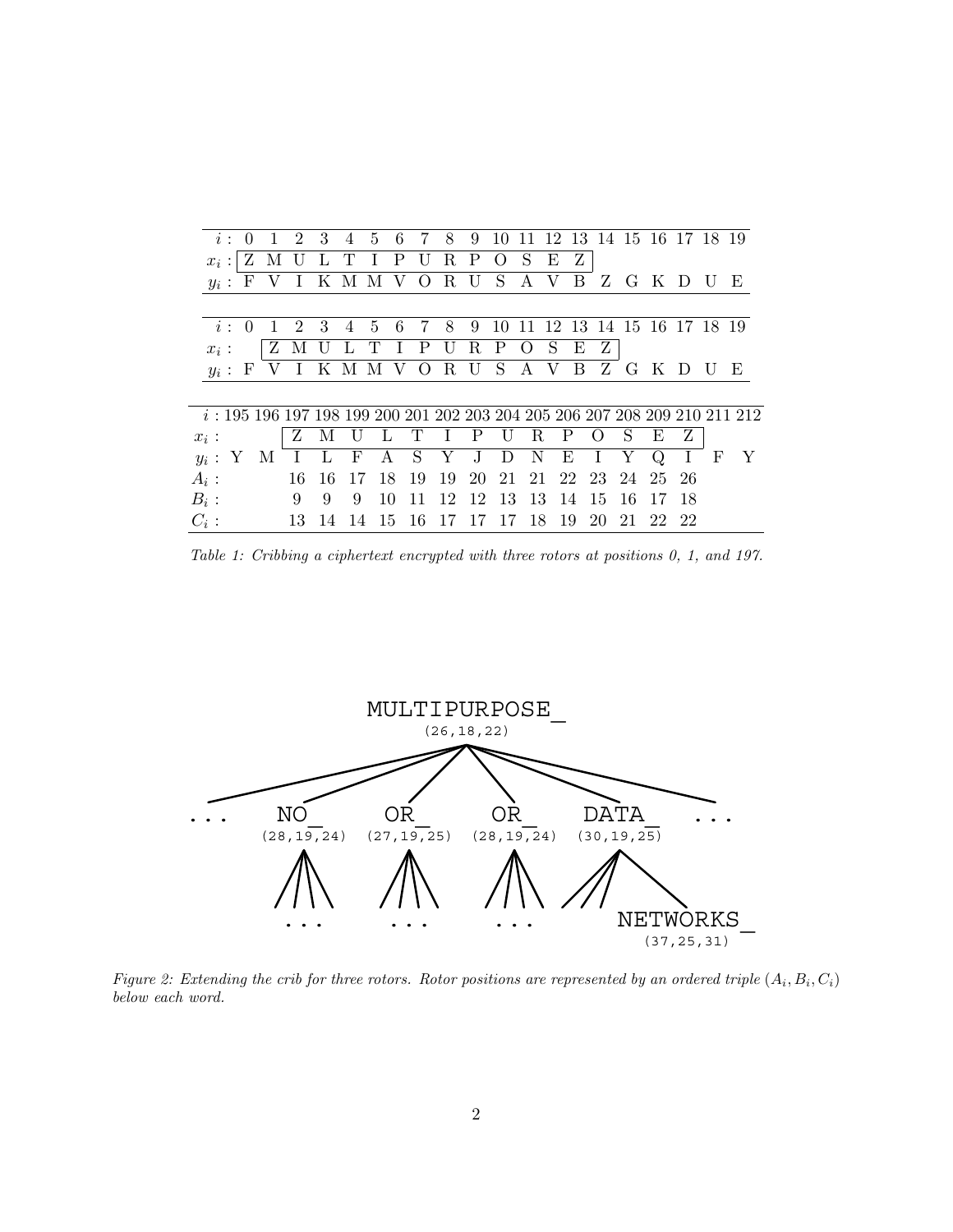| $i$: | 0 | 1 | 2 | 3 | 4 | 5 | 6 | 7 | 8 | 9 | 10 | 11 | 12 | 13 | 14 | 15 | 16 | 17 | 18 | 19 |
|---|---|---|---|---|---|---|---|---|---|---|---|---|---|---|---|---|---|---|---|---|
| $x_i$: | Z | M | U | L | T | I | P | U | R | P | O | S | E | Z | | | | | | |
| $y_i$: | F | V | I | K | M | M | V | O | R | U | S | A | V | B | Z | G | K | D | U | E |

| $i$: | 0 | 1 | 2 | 3 | 4 | 5 | 6 | 7 | 8 | 9 | 10 | 11 | 12 | 13 | 14 | 15 | 16 | 17 | 18 | 19 |
|---|---|---|---|---|---|---|---|---|---|---|---|---|---|---|---|---|---|---|---|---|
| $x_i$: | | Z | M | U | L | T | I | P | U | R | P | O | S | E | Z | | | | | |
| $y_i$: | F | V | I | K | M | M | V | O | R | U | S | A | V | B | Z | G | K | D | U | E |

| $i$: | 195 | 196 | 197 | 198 | 199 | 200 | 201 | 202 | 203 | 204 | 205 | 206 | 207 | 208 | 209 | 210 | 211 | 212 |
|---|---|---|---|---|---|---|---|---|---|---|---|---|---|---|---|---|---|---|
| $x_i$: | | | Z | M | U | L | T | I | P | U | R | P | O | S | E | Z | | |
| $y_i$: | Y | M | I | L | F | A | S | Y | J | D | N | E | I | Y | Q | I | F | Y |
| $A_i$: | | | 16 | 16 | 17 | 18 | 19 | 19 | 20 | 21 | 21 | 22 | 23 | 24 | 25 | 26 | | |
| $B_i$: | | | 9 | 9 | 9 | 10 | 11 | 12 | 12 | 13 | 13 | 14 | 15 | 16 | 17 | 18 | | |
| $C_i$: | | | 13 | 14 | 14 | 15 | 16 | 17 | 17 | 17 | 18 | 19 | 20 | 21 | 22 | 22 | | |

*Table 1: Cribbing a ciphertext encrypted with three rotors at positions 0, 1, and 197.*

MULTIPURPOSE_
(26,18,22)

... NO_ (28,19,24) OR_ (27,19,25) OR_ (28,19,24) DATA_ (30,19,25) ...

... ... ... NETWORKS_
(37,25,31)

*Figure 2: Extending the crib for three rotors. Rotor positions are represented by an ordered triple $(A_i, B_i, C_i)$ below each word.*